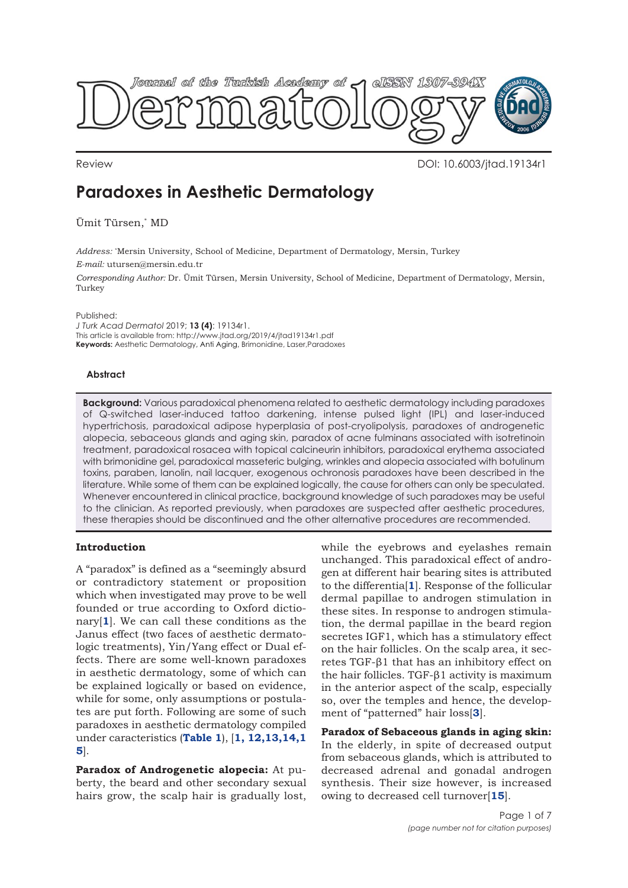Review

DOI: 10.6003/jtad.19134r1

# Paradoxes in Aesthetic Dermatology

Ümit Türsen,* MD

*Address:* *Mersin University, School of Medicine, Department of Dermatology, Mersin, Turkey
*E-mail:* utursen@mersin.edu.tr
*Corresponding Author:* Dr. Ümit Türsen, Mersin University, School of Medicine, Department of Dermatology, Mersin, Turkey

Published:
*J Turk Acad Dermatol* 2019; **13 (4)**: 19134r1.
This article is available from: http://www.jtad.org/2019/4/jtad19134r1.pdf
**Keywords:** Aesthetic Dermatology, Anti Aging, Brimonidine, Laser,Paradoxes

### Abstract

**Background:** Various paradoxical phenomena related to aesthetic dermatology including paradoxes of Q-switched laser-induced tattoo darkening, intense pulsed light (IPL) and laser-induced hypertrichosis, paradoxical adipose hyperplasia of post-cryolipolysis, paradoxes of androgenetic alopecia, sebaceous glands and aging skin, paradox of acne fulminans associated with isotretinoin treatment, paradoxical rosacea with topical calcineurin inhibitors, paradoxical erythema associated with brimonidine gel, paradoxical masseteric bulging, wrinkles and alopecia associated with botulinum toxins, paraben, lanolin, nail lacquer, exogenous ochronosis paradoxes have been described in the literature. While some of them can be explained logically, the cause for others can only be speculated. Whenever encountered in clinical practice, background knowledge of such paradoxes may be useful to the clinician. As reported previously, when paradoxes are suspected after aesthetic procedures, these therapies should be discontinued and the other alternative procedures are recommended.

## Introduction

A "paradox" is defined as a "seemingly absurd or contradictory statement or proposition which when investigated may prove to be well founded or true according to Oxford dictionary[1]. We can call these conditions as the Janus effect (two faces of aesthetic dermatologic treatments), Yin/Yang effect or Dual effects. There are some well-known paradoxes in aesthetic dermatology, some of which can be explained logically or based on evidence, while for some, only assumptions or postulates are put forth. Following are some of such paradoxes in aesthetic dermatology compiled under caracteristics (**Table 1**), [**1, 12,13,14,15**].

**Paradox of Androgenetic alopecia:** At puberty, the beard and other secondary sexual hairs grow, the scalp hair is gradually lost, while the eyebrows and eyelashes remain unchanged. This paradoxical effect of androgen at different hair bearing sites is attributed to the differentia[**1**]. Response of the follicular dermal papillae to androgen stimulation in these sites. In response to androgen stimulation, the dermal papillae in the beard region secretes IGF1, which has a stimulatory effect on the hair follicles. On the scalp area, it secretes TGF-β1 that has an inhibitory effect on the hair follicles. TGF-β1 activity is maximum in the anterior aspect of the scalp, especially so, over the temples and hence, the development of "patterned" hair loss[**3**].

**Paradox of Sebaceous glands in aging skin:** In the elderly, in spite of decreased output from sebaceous glands, which is attributed to decreased adrenal and gonadal androgen synthesis. Their size however, is increased owing to decreased cell turnover[**15**].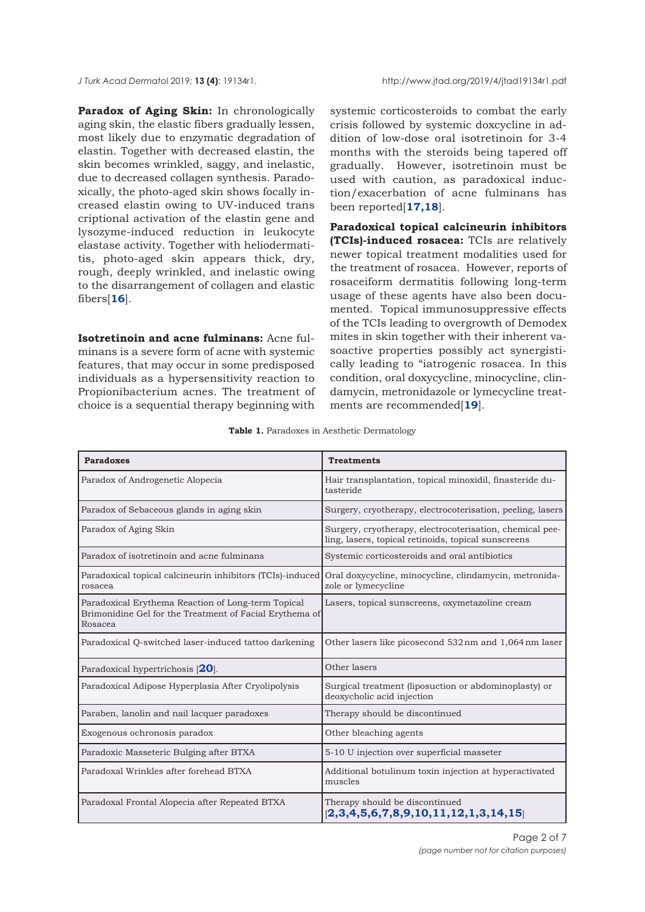**Paradox of Aging Skin:** In chronologically aging skin, the elastic fibers gradually lessen, most likely due to enzymatic degradation of elastin. Together with decreased elastin, the skin becomes wrinkled, saggy, and inelastic, due to decreased collagen synthesis. Paradoxically, the photo-aged skin shows focally increased elastin owing to UV-induced trans criptional activation of the elastin gene and lysozyme-induced reduction in leukocyte elastase activity. Together with heliodermatitis, photo-aged skin appears thick, dry, rough, deeply wrinkled, and inelastic owing to the disarrangement of collagen and elastic fibers[16].

**Isotretinoin and acne fulminans:** Acne fulminans is a severe form of acne with systemic features, that may occur in some predisposed individuals as a hypersensitivity reaction to Propionibacterium acnes. The treatment of choice is a sequential therapy beginning with systemic corticosteroids to combat the early crisis followed by systemic doxcycline in addition of low-dose oral isotretinoin for 3-4 months with the steroids being tapered off gradually. However, isotretinoin must be used with caution, as paradoxical induction/exacerbation of acne fulminans has been reported[17,18].

**Paradoxical topical calcineurin inhibitors (TCIs)-induced rosacea:** TCIs are relatively newer topical treatment modalities used for the treatment of rosacea. However, reports of rosaceiform dermatitis following long-term usage of these agents have also been documented. Topical immunosuppressive effects of the TCIs leading to overgrowth of Demodex mites in skin together with their inherent vasoactive properties possibly act synergistically leading to "iatrogenic rosacea. In this condition, oral doxycycline, minocycline, clindamycin, metronidazole or lymecycline treatments are recommended[19].

**Table 1.** Paradoxes in Aesthetic Dermatology

| Paradoxes | Treatments |
|---|---|
| Paradox of Androgenetic Alopecia | Hair transplantation, topical minoxidil, finasteride dutasteride |
| Paradox of Sebaceous glands in aging skin | Surgery, cryotherapy, electrocoterisation, peeling, lasers |
| Paradox of Aging Skin | Surgery, cryotherapy, electrocoterisation, chemical peeling, lasers, topical retinoids, topical sunscreens |
| Paradox of isotretinoin and acne fulminans | Systemic corticosteroids and oral antibiotics |
| Paradoxical topical calcineurin inhibitors (TCIs)-induced rosacea | Oral doxycycline, minocycline, clindamycin, metronidazole or lymecycline |
| Paradoxical Erythema Reaction of Long-term Topical Brimonidine Gel for the Treatment of Facial Erythema of Rosacea | Lasers, topical sunscreens, oxymetazoline cream |
| Paradoxical Q-switched laser-induced tattoo darkening | Other lasers like picosecond 532 nm and 1,064 nm laser |
| Paradoxical hypertrichosis [20]. | Other lasers |
| Paradoxical Adipose Hyperplasia After Cryolipolysis | Surgical treatment (liposuction or abdominoplasty) or deoxycholic acid injection |
| Paraben, lanolin and nail lacquer paradoxes | Therapy should be discontinued |
| Exogenous ochronosis paradox | Other bleaching agents |
| Paradoxic Masseteric Bulging after BTXA | 5-10 U injection over superficial masseter |
| Paradoxal Wrinkles after forehead BTXA | Additional botulinum toxin injection at hyperactivated muscles |
| Paradoxal Frontal Alopecia after Repeated BTXA | Therapy should be discontinued [2,3,4,5,6,7,8,9,10,11,12,1,3,14,15] |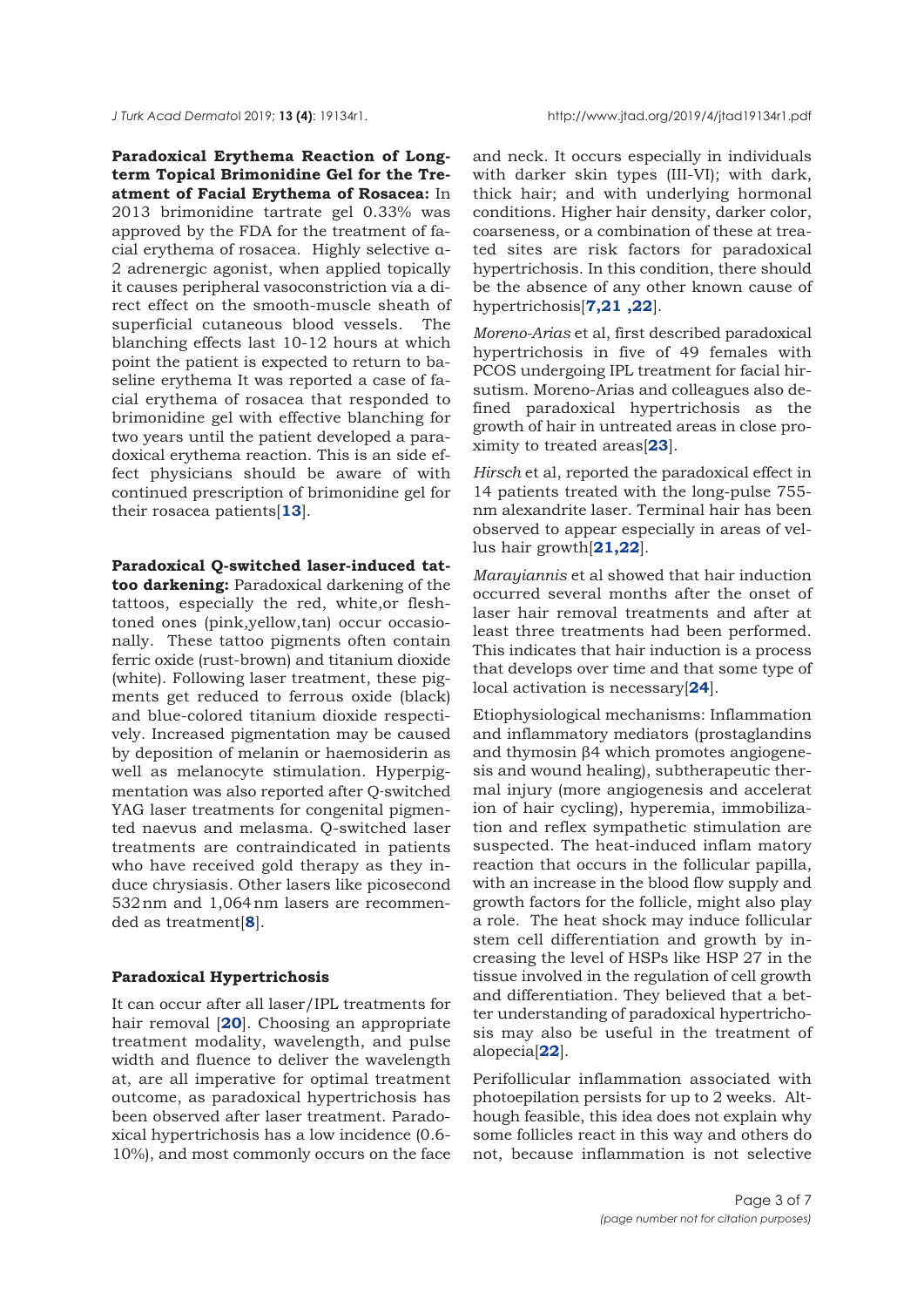**Paradoxical Erythema Reaction of Long-term Topical Brimonidine Gel for the Treatment of Facial Erythema of Rosacea:** In 2013 brimonidine tartrate gel 0.33% was approved by the FDA for the treatment of facial erythema of rosacea. Highly selective α-2 adrenergic agonist, when applied topically it causes peripheral vasoconstriction via a direct effect on the smooth-muscle sheath of superficial cutaneous blood vessels. The blanching effects last 10-12 hours at which point the patient is expected to return to baseline erythema It was reported a case of facial erythema of rosacea that responded to brimonidine gel with effective blanching for two years until the patient developed a paradoxical erythema reaction. This is an side effect physicians should be aware of with continued prescription of brimonidine gel for their rosacea patients[13].

**Paradoxical Q-switched laser-induced tattoo darkening:** Paradoxical darkening of the tattoos, especially the red, white,or flesh-toned ones (pink,yellow,tan) occur occasionally. These tattoo pigments often contain ferric oxide (rust-brown) and titanium dioxide (white). Following laser treatment, these pigments get reduced to ferrous oxide (black) and blue-colored titanium dioxide respectively. Increased pigmentation may be caused by deposition of melanin or haemosiderin as well as melanocyte stimulation. Hyperpigmentation was also reported after Q-switched YAG laser treatments for congenital pigmented naevus and melasma. Q-switched laser treatments are contraindicated in patients who have received gold therapy as they induce chrysiasis. Other lasers like picosecond 532 nm and 1,064 nm lasers are recommended as treatment[8].

## Paradoxical Hypertrichosis

It can occur after all laser/IPL treatments for hair removal [20]. Choosing an appropriate treatment modality, wavelength, and pulse width and fluence to deliver the wavelength at, are all imperative for optimal treatment outcome, as paradoxical hypertrichosis has been observed after laser treatment. Paradoxical hypertrichosis has a low incidence (0.6-10%), and most commonly occurs on the face and neck. It occurs especially in individuals with darker skin types (III-VI); with dark, thick hair; and with underlying hormonal conditions. Higher hair density, darker color, coarseness, or a combination of these at treated sites are risk factors for paradoxical hypertrichosis. In this condition, there should be the absence of any other known cause of hypertrichosis[7,21 ,22].

*Moreno-Arias* et al, first described paradoxical hypertrichosis in five of 49 females with PCOS undergoing IPL treatment for facial hirsutism. Moreno-Arias and colleagues also defined paradoxical hypertrichosis as the growth of hair in untreated areas in close proximity to treated areas[23].

*Hirsch* et al, reported the paradoxical effect in 14 patients treated with the long-pulse 755-nm alexandrite laser. Terminal hair has been observed to appear especially in areas of vellus hair growth[21,22].

*Marayiannis* et al showed that hair induction occurred several months after the onset of laser hair removal treatments and after at least three treatments had been performed. This indicates that hair induction is a process that develops over time and that some type of local activation is necessary[24].

Etiophysiological mechanisms: Inflammation and inflammatory mediators (prostaglandins and thymosin β4 which promotes angiogenesis and wound healing), subtherapeutic thermal injury (more angiogenesis and accelerat ion of hair cycling), hyperemia, immobilization and reflex sympathetic stimulation are suspected. The heat-induced inflam matory reaction that occurs in the follicular papilla, with an increase in the blood flow supply and growth factors for the follicle, might also play a role. The heat shock may induce follicular stem cell differentiation and growth by increasing the level of HSPs like HSP 27 in the tissue involved in the regulation of cell growth and differentiation. They believed that a better understanding of paradoxical hypertrichosis may also be useful in the treatment of alopecia[22].

Perifollicular inflammation associated with photoepilation persists for up to 2 weeks. Although feasible, this idea does not explain why some follicles react in this way and others do not, because inflammation is not selective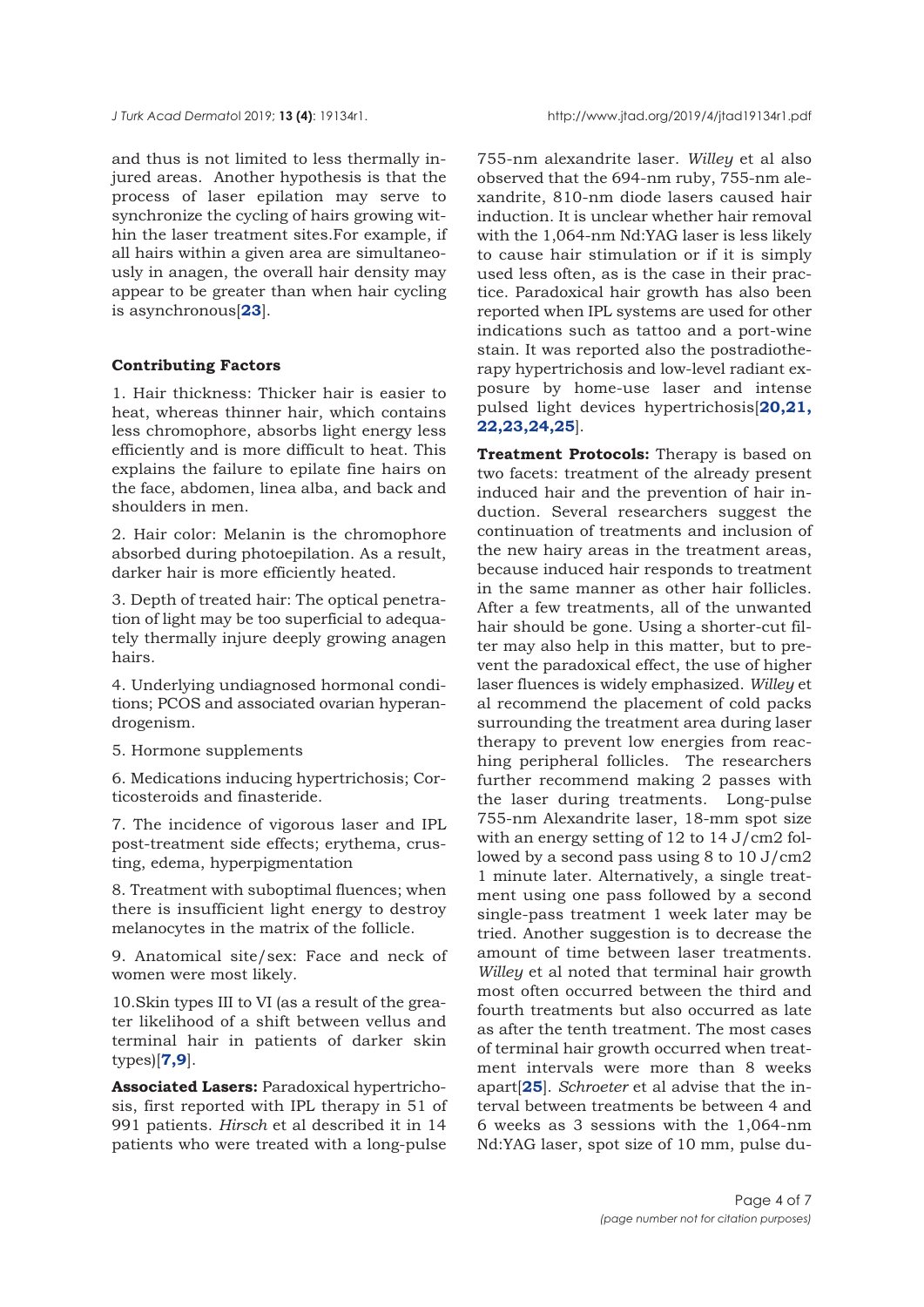and thus is not limited to less thermally injured areas. Another hypothesis is that the process of laser epilation may serve to synchronize the cycling of hairs growing within the laser treatment sites.For example, if all hairs within a given area are simultaneously in anagen, the overall hair density may appear to be greater than when hair cycling is asynchronous[**23**].

**Contributing Factors**

1. Hair thickness: Thicker hair is easier to heat, whereas thinner hair, which contains less chromophore, absorbs light energy less efficiently and is more difficult to heat. This explains the failure to epilate fine hairs on the face, abdomen, linea alba, and back and shoulders in men.

2. Hair color: Melanin is the chromophore absorbed during photoepilation. As a result, darker hair is more efficiently heated.

3. Depth of treated hair: The optical penetration of light may be too superficial to adequately thermally injure deeply growing anagen hairs.

4. Underlying undiagnosed hormonal conditions; PCOS and associated ovarian hyperandrogenism.

5. Hormone supplements

6. Medications inducing hypertrichosis; Corticosteroids and finasteride.

7. The incidence of vigorous laser and IPL post-treatment side effects; erythema, crusting, edema, hyperpigmentation

8. Treatment with suboptimal fluences; when there is insufficient light energy to destroy melanocytes in the matrix of the follicle.

9. Anatomical site/sex: Face and neck of women were most likely.

10.Skin types III to VI (as a result of the greater likelihood of a shift between vellus and terminal hair in patients of darker skin types)[**7,9**].

**Associated Lasers:** Paradoxical hypertrichosis, first reported with IPL therapy in 51 of 991 patients. *Hirsch* et al described it in 14 patients who were treated with a long-pulse 755-nm alexandrite laser. *Willey* et al also observed that the 694-nm ruby, 755-nm alexandrite, 810-nm diode lasers caused hair induction. It is unclear whether hair removal with the 1,064-nm Nd:YAG laser is less likely to cause hair stimulation or if it is simply used less often, as is the case in their practice. Paradoxical hair growth has also been reported when IPL systems are used for other indications such as tattoo and a port-wine stain. It was reported also the postradiotherapy hypertrichosis and low-level radiant exposure by home-use laser and intense pulsed light devices hypertrichosis[**20,21, 22,23,24,25**].

**Treatment Protocols:** Therapy is based on two facets: treatment of the already present induced hair and the prevention of hair induction. Several researchers suggest the continuation of treatments and inclusion of the new hairy areas in the treatment areas, because induced hair responds to treatment in the same manner as other hair follicles. After a few treatments, all of the unwanted hair should be gone. Using a shorter-cut filter may also help in this matter, but to prevent the paradoxical effect, the use of higher laser fluences is widely emphasized. *Willey* et al recommend the placement of cold packs surrounding the treatment area during laser therapy to prevent low energies from reaching peripheral follicles. The researchers further recommend making 2 passes with the laser during treatments. Long-pulse 755-nm Alexandrite laser, 18-mm spot size with an energy setting of 12 to 14 J/cm2 followed by a second pass using 8 to 10 J/cm2 1 minute later. Alternatively, a single treatment using one pass followed by a second single-pass treatment 1 week later may be tried. Another suggestion is to decrease the amount of time between laser treatments. *Willey* et al noted that terminal hair growth most often occurred between the third and fourth treatments but also occurred as late as after the tenth treatment. The most cases of terminal hair growth occurred when treatment intervals were more than 8 weeks apart[**25**]. *Schroeter* et al advise that the interval between treatments be between 4 and 6 weeks as 3 sessions with the 1,064-nm Nd:YAG laser, spot size of 10 mm, pulse du-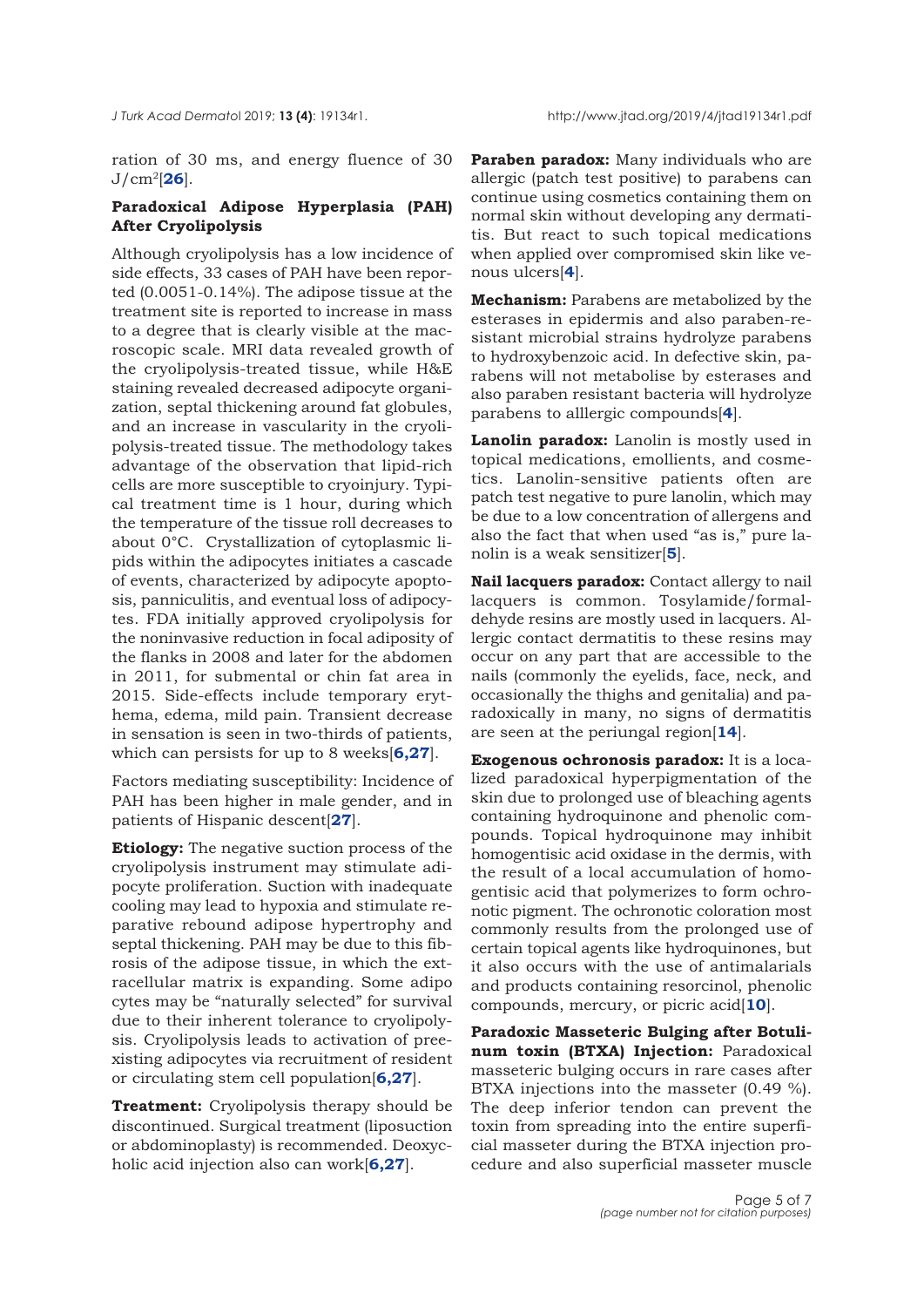ration of 30 ms, and energy fluence of 30 $J/cm^2$[26].

### Paradoxical Adipose Hyperplasia (PAH) After Cryolipolysis

Although cryolipolysis has a low incidence of side effects, 33 cases of PAH have been reported (0.0051-0.14%). The adipose tissue at the treatment site is reported to increase in mass to a degree that is clearly visible at the macroscopic scale. MRI data revealed growth of the cryolipolysis-treated tissue, while H&E staining revealed decreased adipocyte organization, septal thickening around fat globules, and an increase in vascularity in the cryolipolysis-treated tissue. The methodology takes advantage of the observation that lipid-rich cells are more susceptible to cryoinjury. Typical treatment time is 1 hour, during which the temperature of the tissue roll decreases to about 0°C. Crystallization of cytoplasmic lipids within the adipocytes initiates a cascade of events, characterized by adipocyte apoptosis, panniculitis, and eventual loss of adipocytes. FDA initially approved cryolipolysis for the noninvasive reduction in focal adiposity of the flanks in 2008 and later for the abdomen in 2011, for submental or chin fat area in 2015. Side-effects include temporary erythema, edema, mild pain. Transient decrease in sensation is seen in two-thirds of patients, which can persists for up to 8 weeks[6,27].

Factors mediating susceptibility: Incidence of PAH has been higher in male gender, and in patients of Hispanic descent[27].

**Etiology:** The negative suction process of the cryolipolysis instrument may stimulate adipocyte proliferation. Suction with inadequate cooling may lead to hypoxia and stimulate reparative rebound adipose hypertrophy and septal thickening. PAH may be due to this fibrosis of the adipose tissue, in which the extracellular matrix is expanding. Some adipo cytes may be "naturally selected" for survival due to their inherent tolerance to cryolipolysis. Cryolipolysis leads to activation of preexisting adipocytes via recruitment of resident or circulating stem cell population[6,27].

**Treatment:** Cryolipolysis therapy should be discontinued. Surgical treatment (liposuction or abdominoplasty) is recommended. Deoxycholic acid injection also can work[6,27].

**Paraben paradox:** Many individuals who are allergic (patch test positive) to parabens can continue using cosmetics containing them on normal skin without developing any dermatitis. But react to such topical medications when applied over compromised skin like venous ulcers[4].

**Mechanism:** Parabens are metabolized by the esterases in epidermis and also paraben-resistant microbial strains hydrolyze parabens to hydroxybenzoic acid. In defective skin, parabens will not metabolise by esterases and also paraben resistant bacteria will hydrolyze parabens to alllergic compounds[4].

**Lanolin paradox:** Lanolin is mostly used in topical medications, emollients, and cosmetics. Lanolin-sensitive patients often are patch test negative to pure lanolin, which may be due to a low concentration of allergens and also the fact that when used "as is," pure lanolin is a weak sensitizer[5].

**Nail lacquers paradox:** Contact allergy to nail lacquers is common. Tosylamide/formaldehyde resins are mostly used in lacquers. Allergic contact dermatitis to these resins may occur on any part that are accessible to the nails (commonly the eyelids, face, neck, and occasionally the thighs and genitalia) and paradoxically in many, no signs of dermatitis are seen at the periungal region[14].

**Exogenous ochronosis paradox:** It is a localized paradoxical hyperpigmentation of the skin due to prolonged use of bleaching agents containing hydroquinone and phenolic compounds. Topical hydroquinone may inhibit homogentisic acid oxidase in the dermis, with the result of a local accumulation of homogentisic acid that polymerizes to form ochronotic pigment. The ochronotic coloration most commonly results from the prolonged use of certain topical agents like hydroquinones, but it also occurs with the use of antimalarials and products containing resorcinol, phenolic compounds, mercury, or picric acid[10].

**Paradoxic Masseteric Bulging after Botulinum toxin (BTXA) Injection:** Paradoxical masseteric bulging occurs in rare cases after BTXA injections into the masseter (0.49 %). The deep inferior tendon can prevent the toxin from spreading into the entire superficial masseter during the BTXA injection procedure and also superficial masseter muscle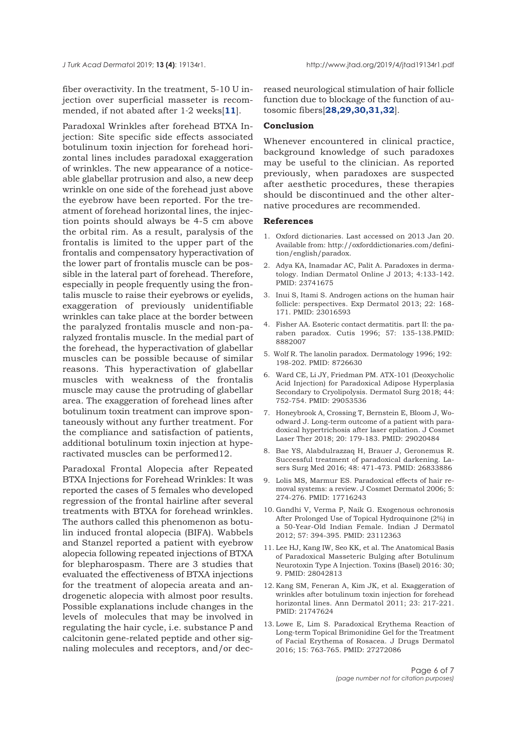fiber overactivity. In the treatment, 5-10 U injection over superficial masseter is recommended, if not abated after 1-2 weeks[**11**].

Paradoxal Wrinkles after forehead BTXA Injection: Site specific side effects associated botulinum toxin injection for forehead horizontal lines includes paradoxal exaggeration of wrinkles. The new appearance of a noticeable glabellar protrusion and also, a new deep wrinkle on one side of the forehead just above the eyebrow have been reported. For the treatment of forehead horizontal lines, the injection points should always be 4-5 cm above the orbital rim. As a result, paralysis of the frontalis is limited to the upper part of the frontalis and compensatory hyperactivation of the lower part of frontalis muscle can be possible in the lateral part of forehead. Therefore, especially in people frequently using the frontalis muscle to raise their eyebrows or eyelids, exaggeration of previously unidentifiable wrinkles can take place at the border between the paralyzed frontalis muscle and non-paralyzed frontalis muscle. In the medial part of the forehead, the hyperactivation of glabellar muscles can be possible because of similar reasons. This hyperactivation of glabellar muscles with weakness of the frontalis muscle may cause the protruding of glabellar area. The exaggeration of forehead lines after botulinum toxin treatment can improve spontaneously without any further treatment. For the compliance and satisfaction of patients, additional botulinum toxin injection at hyperactivated muscles can be performed12.

Paradoxal Frontal Alopecia after Repeated BTXA Injections for Forehead Wrinkles: It was reported the cases of 5 females who developed regression of the frontal hairline after several treatments with BTXA for forehead wrinkles. The authors called this phenomenon as botulin induced frontal alopecia (BIFA). Wabbels and Stanzel reported a patient with eyebrow alopecia following repeated injections of BTXA for blepharospasm. There are 3 studies that evaluated the effectiveness of BTXA injections for the treatment of alopecia areata and androgenetic alopecia with almost poor results. Possible explanations include changes in the levels of molecules that may be involved in regulating the hair cycle, i.e. substance P and calcitonin gene-related peptide and other signaling molecules and receptors, and/or decreased neurological stimulation of hair follicle function due to blockage of the function of autosomic fibers[**28,29,30,31,32**].

## Conclusion

Whenever encountered in clinical practice, background knowledge of such paradoxes may be useful to the clinician. As reported previously, when paradoxes are suspected after aesthetic procedures, these therapies should be discontinued and the other alternative procedures are recommended.

## References

1. Oxford dictionaries. Last accessed on 2013 Jan 20. Available from: http://oxforddictionaries.com/definition/english/paradox.
2. Adya KA, Inamadar AC, Palit A. Paradoxes in dermatology. Indian Dermatol Online J 2013; 4:133-142. PMID: 23741675
3. Inui S, Itami S. Androgen actions on the human hair follicle: perspectives. Exp Dermatol 2013; 22: 168-171. PMID: 23016593
4. Fisher AA. Esoteric contact dermatitis. part II: the paraben paradox. Cutis 1996; 57: 135-138.PMID: 8882007
5. Wolf R. The lanolin paradox. Dermatology 1996; 192: 198-202. PMID: 8726630
6. Ward CE, Li JY, Friedman PM. ATX-101 (Deoxycholic Acid Injection) for Paradoxical Adipose Hyperplasia Secondary to Cryolipolysis. Dermatol Surg 2018; 44: 752-754. PMID: 29053536
7. Honeybrook A, Crossing T, Bernstein E, Bloom J, Woodward J. Long-term outcome of a patient with paradoxical hypertrichosis after laser epilation. J Cosmet Laser Ther 2018; 20: 179-183. PMID: 29020484
8. Bae YS, Alabdulrazzaq H, Brauer J, Geronemus R. Successful treatment of paradoxical darkening. Lasers Surg Med 2016; 48: 471-473. PMID: 26833886
9. Lolis MS, Marmur ES. Paradoxical effects of hair removal systems: a review. J Cosmet Dermatol 2006; 5: 274-276. PMID: 17716243
10. Gandhi V, Verma P, Naik G. Exogenous ochronosis After Prolonged Use of Topical Hydroquinone (2%) in a 50-Year-Old Indian Female. Indian J Dermatol 2012; 57: 394-395. PMID: 23112363
11. Lee HJ, Kang IW, Seo KK, et al. The Anatomical Basis of Paradoxical Masseteric Bulging after Botulinum Neurotoxin Type A Injection. Toxins (Basel) 2016: 30; 9. PMID: 28042813
12. Kang SM, Feneran A, Kim JK, et al. Exaggeration of wrinkles after botulinum toxin injection for forehead horizontal lines. Ann Dermatol 2011; 23: 217-221. PMID: 21747624
13. Lowe E, Lim S. Paradoxical Erythema Reaction of Long-term Topical Brimonidine Gel for the Treatment of Facial Erythema of Rosacea. J Drugs Dermatol 2016; 15: 763-765. PMID: 27272086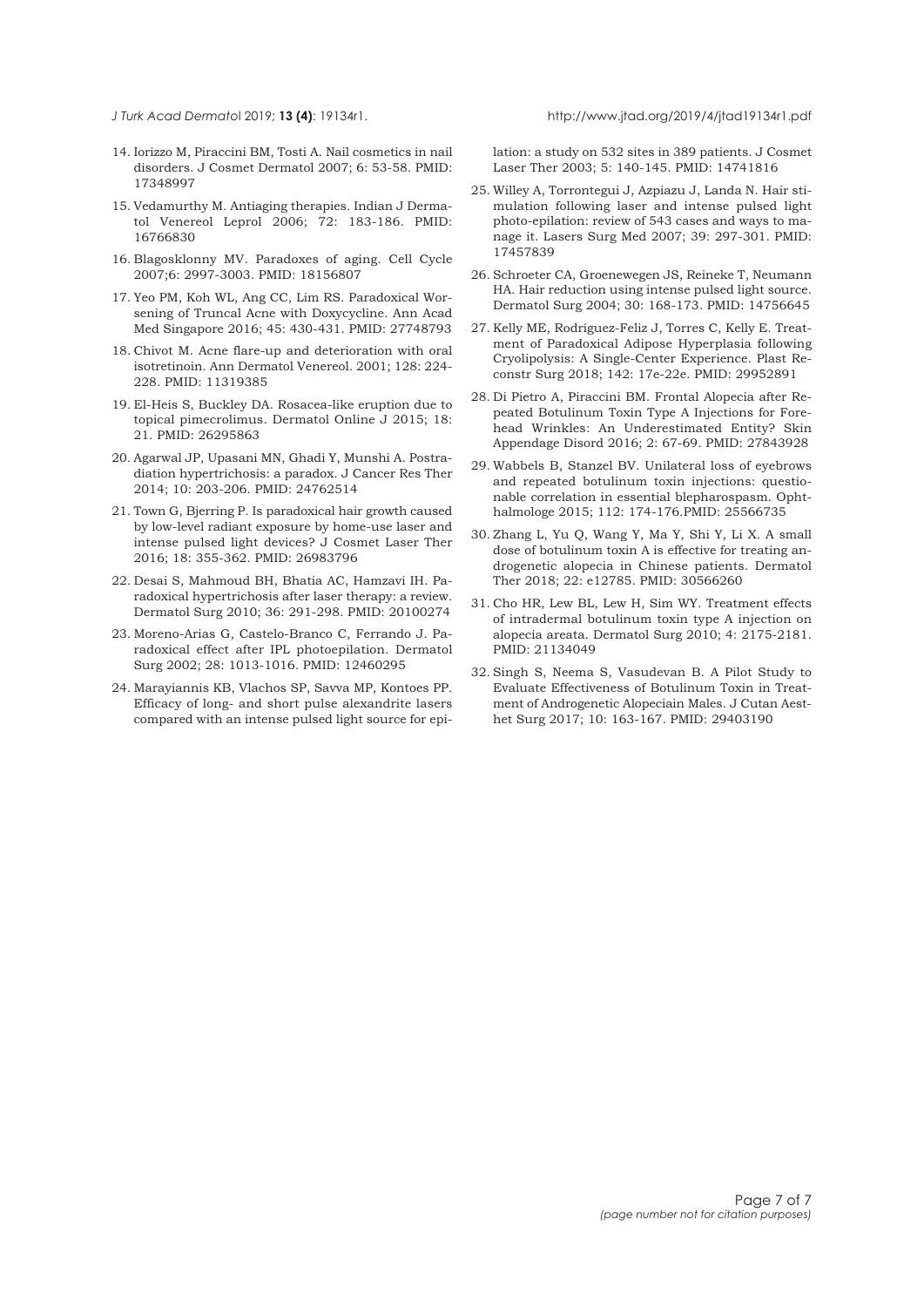14. Iorizzo M, Piraccini BM, Tosti A. Nail cosmetics in nail disorders. J Cosmet Dermatol 2007; 6: 53-58. PMID: 17348997

15. Vedamurthy M. Antiaging therapies. Indian J Dermatol Venereol Leprol 2006; 72: 183-186. PMID: 16766830

16. Blagosklonny MV. Paradoxes of aging. Cell Cycle 2007;6: 2997-3003. PMID: 18156807

17. Yeo PM, Koh WL, Ang CC, Lim RS. Paradoxical Worsening of Truncal Acne with Doxycycline. Ann Acad Med Singapore 2016; 45: 430-431. PMID: 27748793

18. Chivot M. Acne flare-up and deterioration with oral isotretinoin. Ann Dermatol Venereol. 2001; 128: 224-228. PMID: 11319385

19. El-Heis S, Buckley DA. Rosacea-like eruption due to topical pimecrolimus. Dermatol Online J 2015; 18: 21. PMID: 26295863

20. Agarwal JP, Upasani MN, Ghadi Y, Munshi A. Postradiation hypertrichosis: a paradox. J Cancer Res Ther 2014; 10: 203-206. PMID: 24762514

21. Town G, Bjerring P. Is paradoxical hair growth caused by low-level radiant exposure by home-use laser and intense pulsed light devices? J Cosmet Laser Ther 2016; 18: 355-362. PMID: 26983796

22. Desai S, Mahmoud BH, Bhatia AC, Hamzavi IH. Paradoxical hypertrichosis after laser therapy: a review. Dermatol Surg 2010; 36: 291-298. PMID: 20100274

23. Moreno-Arias G, Castelo-Branco C, Ferrando J. Paradoxical effect after IPL photoepilation. Dermatol Surg 2002; 28: 1013-1016. PMID: 12460295

24. Marayiannis KB, Vlachos SP, Savva MP, Kontoes PP. Efficacy of long- and short pulse alexandrite lasers compared with an intense pulsed light source for epilation: a study on 532 sites in 389 patients. J Cosmet Laser Ther 2003; 5: 140-145. PMID: 14741816

25. Willey A, Torrontegui J, Azpiazu J, Landa N. Hair stimulation following laser and intense pulsed light photo-epilation: review of 543 cases and ways to manage it. Lasers Surg Med 2007; 39: 297-301. PMID: 17457839

26. Schroeter CA, Groenewegen JS, Reineke T, Neumann HA. Hair reduction using intense pulsed light source. Dermatol Surg 2004; 30: 168-173. PMID: 14756645

27. Kelly ME, Rodríguez-Feliz J, Torres C, Kelly E. Treatment of Paradoxical Adipose Hyperplasia following Cryolipolysis: A Single-Center Experience. Plast Reconstr Surg 2018; 142: 17e-22e. PMID: 29952891

28. Di Pietro A, Piraccini BM. Frontal Alopecia after Repeated Botulinum Toxin Type A Injections for Forehead Wrinkles: An Underestimated Entity? Skin Appendage Disord 2016; 2: 67-69. PMID: 27843928

29. Wabbels B, Stanzel BV. Unilateral loss of eyebrows and repeated botulinum toxin injections: questionable correlation in essential blepharospasm. Ophthalmologe 2015; 112: 174-176.PMID: 25566735

30. Zhang L, Yu Q, Wang Y, Ma Y, Shi Y, Li X. A small dose of botulinum toxin A is effective for treating androgenetic alopecia in Chinese patients. Dermatol Ther 2018; 22: e12785. PMID: 30566260

31. Cho HR, Lew BL, Lew H, Sim WY. Treatment effects of intradermal botulinum toxin type A injection on alopecia areata. Dermatol Surg 2010; 4: 2175-2181. PMID: 21134049

32. Singh S, Neema S, Vasudevan B. A Pilot Study to Evaluate Effectiveness of Botulinum Toxin in Treatment of Androgenetic Alopeciain Males. J Cutan Aesthet Surg 2017; 10: 163-167. PMID: 29403190